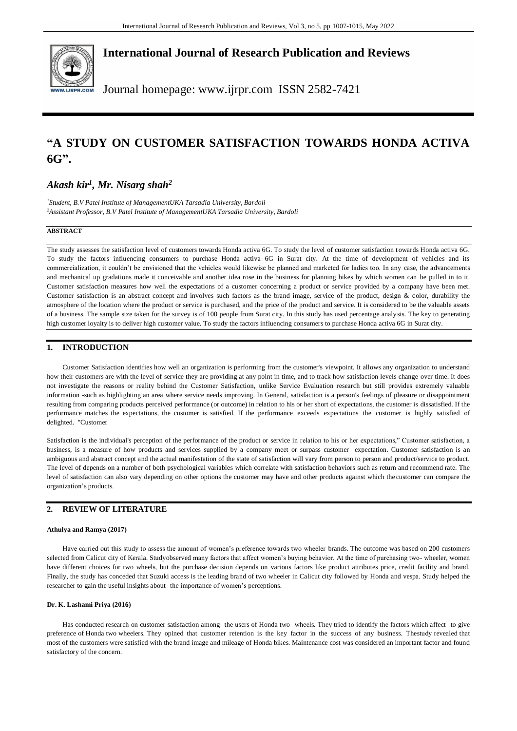# International Journal of Research Publication and Reviews

Journal homepage: www.ijrpr.com ISSN 2582-7421

# "A STUDY ON CUSTOMER SATISFACTION TOWARDS HONDA ACTIVA 6G".

***Akash kir[1], Mr. Nisarg shah[2]***

*[1]Student, B.V Patel Institute of ManagementUKA Tarsadia University, Bardoli*
*[2]Assistant Professor, B.V Patel Institute of ManagementUKA Tarsadia University, Bardoli*

**ABSTRACT**

The study assesses the satisfaction level of customers towards Honda activa 6G. To study the level of customer satisfaction towards Honda activa 6G. To study the factors influencing consumers to purchase Honda activa 6G in Surat city. At the time of development of vehicles and its commercialization, it couldn't be envisioned that the vehicles would likewise be planned and marketed for ladies too. In any case, the advancements and mechanical up gradations made it conceivable and another idea rose in the business for planning bikes by which women can be pulled in to it. Customer satisfaction measures how well the expectations of a customer concerning a product or service provided by a company have been met. Customer satisfaction is an abstract concept and involves such factors as the brand image, service of the product, design & color, durability the atmosphere of the location where the product or service is purchased, and the price of the product and service. It is considered to be the valuable assets of a business. The sample size taken for the survey is of 100 people from Surat city. In this study has used percentage analysis. The key to generating high customer loyalty is to deliver high customer value. To study the factors influencing consumers to purchase Honda activa 6G in Surat city.

## 1. INTRODUCTION

Customer Satisfaction identifies how well an organization is performing from the customer's viewpoint. It allows any organization to understand how their customers are with the level of service they are providing at any point in time, and to track how satisfaction levels change over time. It does not investigate the reasons or reality behind the Customer Satisfaction, unlike Service Evaluation research but still provides extremely valuable information -such as highlighting an area where service needs improving. In General, satisfaction is a person's feelings of pleasure or disappointment resulting from comparing products perceived performance (or outcome) in relation to his or her short of expectations, the customer is dissatisfied. If the performance matches the expectations, the customer is satisfied. If the performance exceeds expectations the customer is highly satisfied of delighted. "Customer

Satisfaction is the individual's perception of the performance of the product or service in relation to his or her expectations," Customer satisfaction, a business, is a measure of how products and services supplied by a company meet or surpass customer expectation. Customer satisfaction is an ambiguous and abstract concept and the actual manifestation of the state of satisfaction will vary from person to person and product/service to product. The level of depends on a number of both psychological variables which correlate with satisfaction behaviors such as return and recommend rate. The level of satisfaction can also vary depending on other options the customer may have and other products against which the customer can compare the organization's products.

## 2. REVIEW OF LITERATURE

**Athulya and Ramya (2017)**

Have carried out this study to assess the amount of women's preference towards two wheeler brands. The outcome was based on 200 customers selected from Calicut city of Kerala. Studyobserved many factors that affect women's buying behavior. At the time of purchasing two- wheeler, women have different choices for two wheels, but the purchase decision depends on various factors like product attributes price, credit facility and brand. Finally, the study has conceded that Suzuki access is the leading brand of two wheeler in Calicut city followed by Honda and vespa. Study helped the researcher to gain the useful insights about the importance of women's perceptions.

**Dr. K. Lashami Priya (2016)**

Has conducted research on customer satisfaction among the users of Honda two wheels. They tried to identify the factors which affect to give preference of Honda two wheelers. They opined that customer retention is the key factor in the success of any business. Thestudy revealed that most of the customers were satisfied with the brand image and mileage of Honda bikes. Maintenance cost was considered an important factor and found satisfactory of the concern.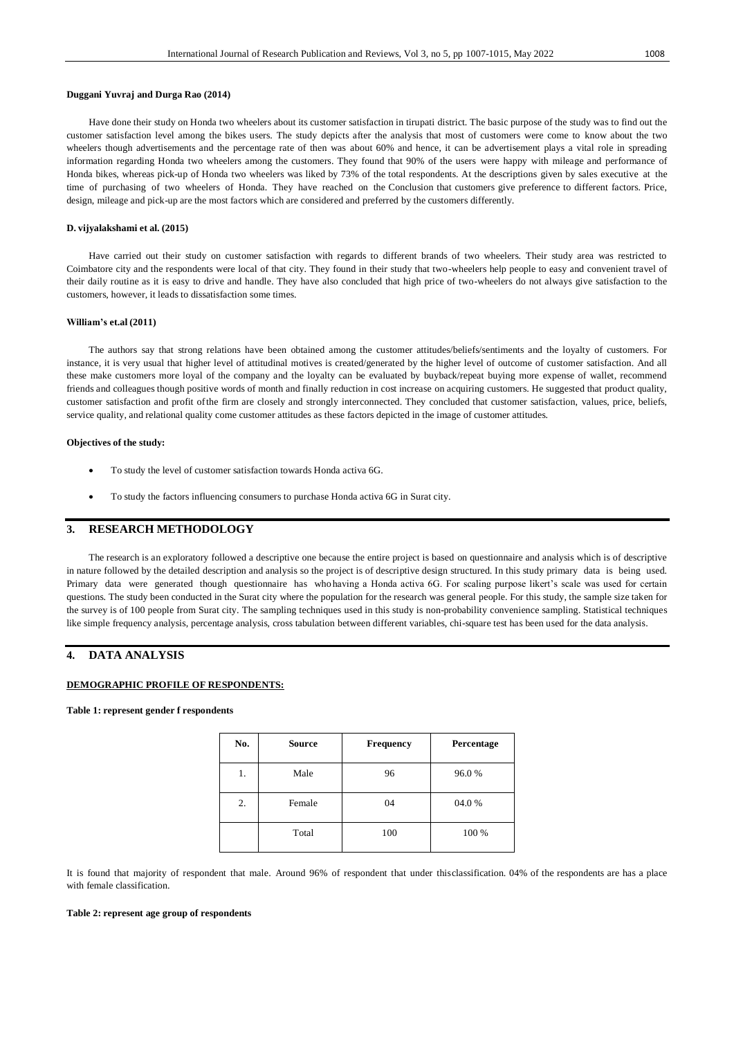**Duggani Yuvraj and Durga Rao (2014)**

Have done their study on Honda two wheelers about its customer satisfaction in tirupati district. The basic purpose of the study was to find out the customer satisfaction level among the bikes users. The study depicts after the analysis that most of customers were come to know about the two wheelers though advertisements and the percentage rate of then was about 60% and hence, it can be advertisement plays a vital role in spreading information regarding Honda two wheelers among the customers. They found that 90% of the users were happy with mileage and performance of Honda bikes, whereas pick-up of Honda two wheelers was liked by 73% of the total respondents. At the descriptions given by sales executive at the time of purchasing of two wheelers of Honda. They have reached on the Conclusion that customers give preference to different factors. Price, design, mileage and pick-up are the most factors which are considered and preferred by the customers differently.

**D. vijyalakshami et al. (2015)**

Have carried out their study on customer satisfaction with regards to different brands of two wheelers. Their study area was restricted to Coimbatore city and the respondents were local of that city. They found in their study that two-wheelers help people to easy and convenient travel of their daily routine as it is easy to drive and handle. They have also concluded that high price of two-wheelers do not always give satisfaction to the customers, however, it leads to dissatisfaction some times.

**William's et.al (2011)**

The authors say that strong relations have been obtained among the customer attitudes/beliefs/sentiments and the loyalty of customers. For instance, it is very usual that higher level of attitudinal motives is created/generated by the higher level of outcome of customer satisfaction. And all these make customers more loyal of the company and the loyalty can be evaluated by buyback/repeat buying more expense of wallet, recommend friends and colleagues though positive words of month and finally reduction in cost increase on acquiring customers. He suggested that product quality, customer satisfaction and profit ofthe firm are closely and strongly interconnected. They concluded that customer satisfaction, values, price, beliefs, service quality, and relational quality come customer attitudes as these factors depicted in the image of customer attitudes.

**Objectives of the study:**

- To study the level of customer satisfaction towards Honda activa 6G.
- To study the factors influencing consumers to purchase Honda activa 6G in Surat city.

## 3. RESEARCH METHODOLOGY

The research is an exploratory followed a descriptive one because the entire project is based on questionnaire and analysis which is of descriptive in nature followed by the detailed description and analysis so the project is of descriptive design structured. In this study primary data is being used. Primary data were generated though questionnaire has who having a Honda activa 6G. For scaling purpose likert's scale was used for certain questions. The study been conducted in the Surat city where the population for the research was general people. For this study, the sample size taken for the survey is of 100 people from Surat city. The sampling techniques used in this study is non-probability convenience sampling. Statistical techniques like simple frequency analysis, percentage analysis, cross tabulation between different variables, chi-square test has been used for the data analysis.

## 4. DATA ANALYSIS

**DEMOGRAPHIC PROFILE OF RESPONDENTS:**

**Table 1: represent gender f respondents**

| No. | Source | Frequency | Percentage |
|---|---|---|---|
| 1. | Male | 96 | 96.0 % |
| 2. | Female | 04 | 04.0 % |
| | Total | 100 | 100 % |

It is found that majority of respondent that male. Around 96% of respondent that under thisclassification. 04% of the respondents are has a place with female classification.

**Table 2: represent age group of respondents**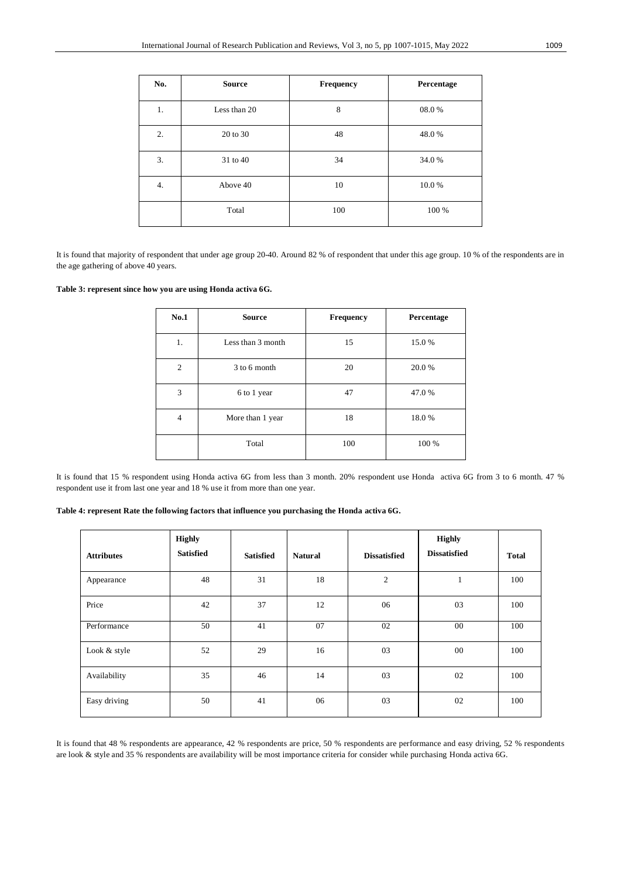| No. | Source | Frequency | Percentage |
|---|---|---|---|
| 1. | Less than 20 | 8 | 08.0 % |
| 2. | 20 to 30 | 48 | 48.0 % |
| 3. | 31 to 40 | 34 | 34.0 % |
| 4. | Above 40 | 10 | 10.0 % |
| | Total | 100 | 100 % |

It is found that majority of respondent that under age group 20-40. Around 82 % of respondent that under this age group. 10 % of the respondents are in the age gathering of above 40 years.

**Table 3: represent since how you are using Honda activa 6G.**

| No.1 | Source | Frequency | Percentage |
|---|---|---|---|
| 1. | Less than 3 month | 15 | 15.0 % |
| 2 | 3 to 6 month | 20 | 20.0 % |
| 3 | 6 to 1 year | 47 | 47.0 % |
| 4 | More than 1 year | 18 | 18.0 % |
| | Total | 100 | 100 % |

It is found that 15 % respondent using Honda activa 6G from less than 3 month. 20% respondent use Honda activa 6G from 3 to 6 month. 47 % respondent use it from last one year and 18 % use it from more than one year.

**Table 4: represent Rate the following factors that influence you purchasing the Honda activa 6G.**

| Attributes | Highly Satisfied | Satisfied | Natural | Dissatisfied | Highly Dissatisfied | Total |
|---|---|---|---|---|---|---|
| Appearance | 48 | 31 | 18 | 2 | 1 | 100 |
| Price | 42 | 37 | 12 | 06 | 03 | 100 |
| Performance | 50 | 41 | 07 | 02 | 00 | 100 |
| Look & style | 52 | 29 | 16 | 03 | 00 | 100 |
| Availability | 35 | 46 | 14 | 03 | 02 | 100 |
| Easy driving | 50 | 41 | 06 | 03 | 02 | 100 |

It is found that 48 % respondents are appearance, 42 % respondents are price, 50 % respondents are performance and easy driving, 52 % respondents are look & style and 35 % respondents are availability will be most importance criteria for consider while purchasing Honda activa 6G.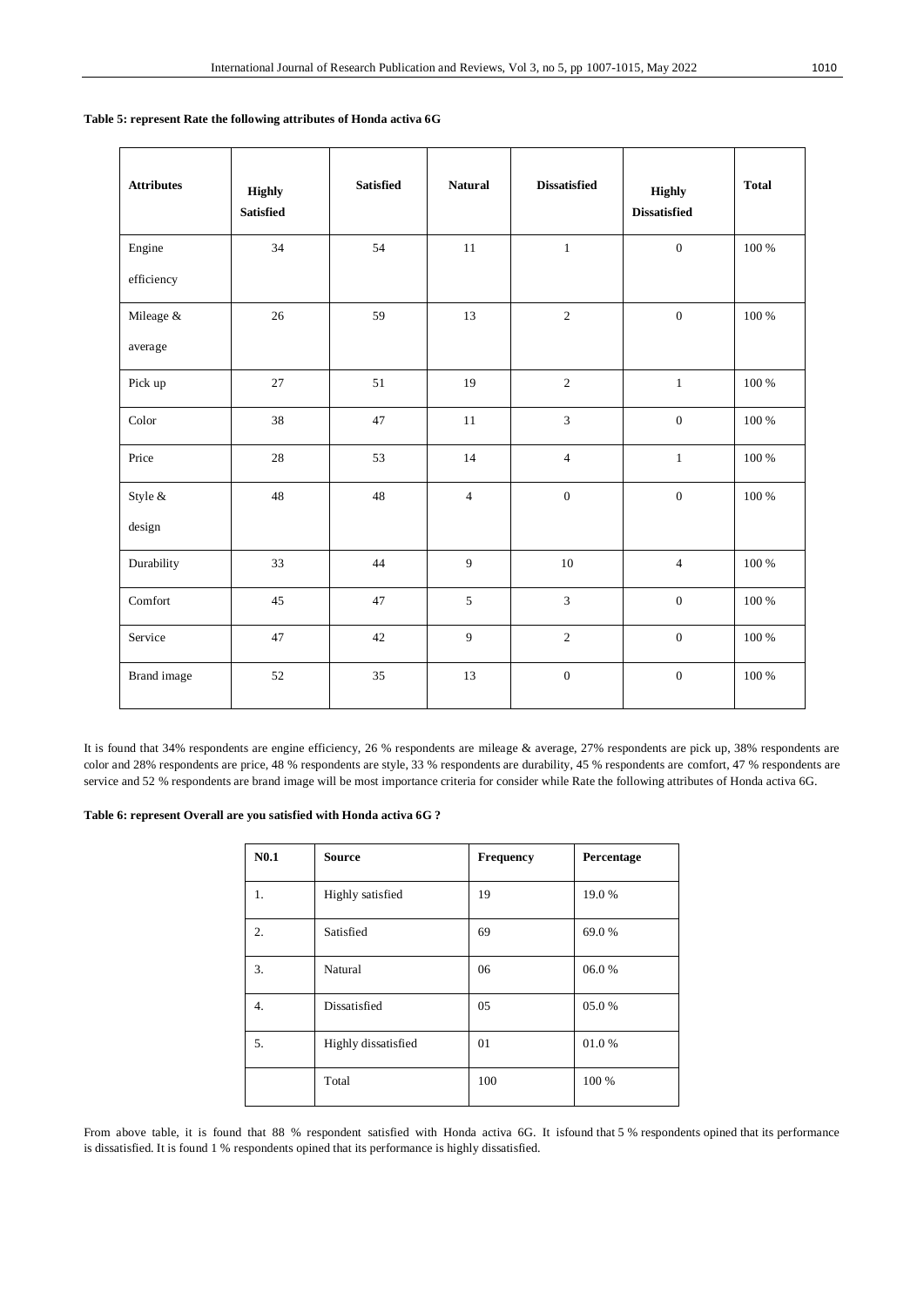**Table 5: represent Rate the following attributes of Honda activa 6G**

| Attributes | Highly Satisfied | Satisfied | Natural | Dissatisfied | Highly Dissatisfied | Total |
|---|---|---|---|---|---|---|
| Engine efficiency | 34 | 54 | 11 | 1 | 0 | 100 % |
| Mileage & average | 26 | 59 | 13 | 2 | 0 | 100 % |
| Pick up | 27 | 51 | 19 | 2 | 1 | 100 % |
| Color | 38 | 47 | 11 | 3 | 0 | 100 % |
| Price | 28 | 53 | 14 | 4 | 1 | 100 % |
| Style & design | 48 | 48 | 4 | 0 | 0 | 100 % |
| Durability | 33 | 44 | 9 | 10 | 4 | 100 % |
| Comfort | 45 | 47 | 5 | 3 | 0 | 100 % |
| Service | 47 | 42 | 9 | 2 | 0 | 100 % |
| Brand image | 52 | 35 | 13 | 0 | 0 | 100 % |

It is found that 34% respondents are engine efficiency, 26 % respondents are mileage & average, 27% respondents are pick up, 38% respondents are color and 28% respondents are price, 48 % respondents are style, 33 % respondents are durability, 45 % respondents are comfort, 47 % respondents are service and 52 % respondents are brand image will be most importance criteria for consider while Rate the following attributes of Honda activa 6G.

**Table 6: represent Overall are you satisfied with Honda activa 6G ?**

| N0.1 | Source | Frequency | Percentage |
|---|---|---|---|
| 1. | Highly satisfied | 19 | 19.0 % |
| 2. | Satisfied | 69 | 69.0 % |
| 3. | Natural | 06 | 06.0 % |
| 4. | Dissatisfied | 05 | 05.0 % |
| 5. | Highly dissatisfied | 01 | 01.0 % |
| | Total | 100 | 100 % |

From above table, it is found that 88 % respondent satisfied with Honda activa 6G. It isfound that 5 % respondents opined that its performance is dissatisfied. It is found 1 % respondents opined that its performance is highly dissatisfied.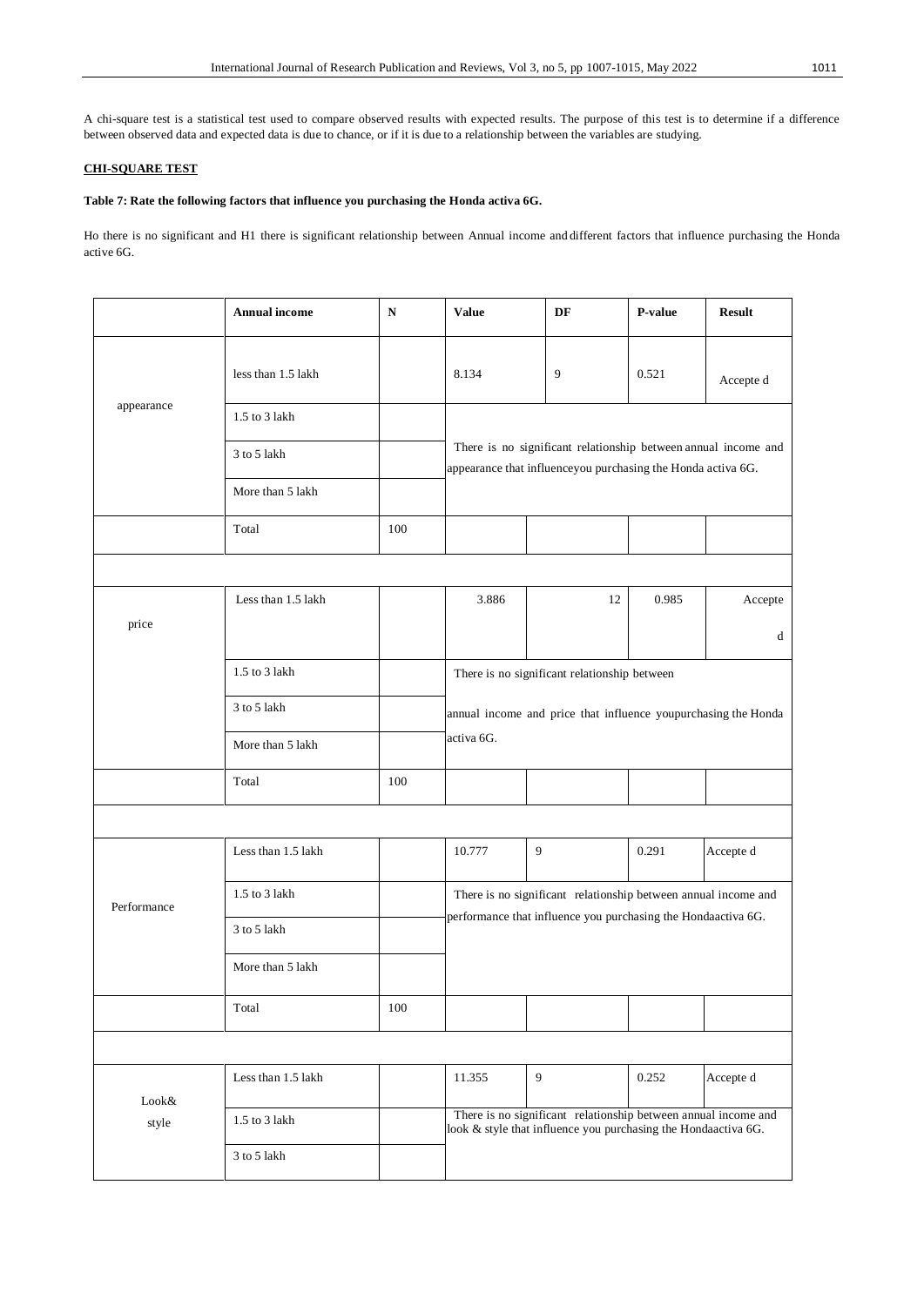A chi-square test is a statistical test used to compare observed results with expected results. The purpose of this test is to determine if a difference between observed data and expected data is due to chance, or if it is due to a relationship between the variables are studying.

**CHI-SQUARE TEST**

**Table 7: Rate the following factors that influence you purchasing the Honda activa 6G.**

Ho there is no significant and H1 there is significant relationship between Annual income and different factors that influence purchasing the Honda active 6G.

| | Annual income | N | Value | DF | P-value | Result |
|---|---|---|---|---|---|---|
| appearance | less than 1.5 lakh | | 8.134 | 9 | 0.521 | Accepte d |
| | 1.5 to 3 lakh | | There is no significant relationship between annual income and appearance that influenceyou purchasing the Honda activa 6G. | | | |
| | 3 to 5 lakh | | | | | |
| | More than 5 lakh | | | | | |
| | Total | 100 | | | | |
| | | | | | | |
| price | Less than 1.5 lakh | | 3.886 | 12 | 0.985 | Accepte d |
| | 1.5 to 3 lakh | | There is no significant relationship between annual income and price that influence youpurchasing the Honda activa 6G. | | | |
| | 3 to 5 lakh | | | | | |
| | More than 5 lakh | | | | | |
| | Total | 100 | | | | |
| | | | | | | |
| Performance | Less than 1.5 lakh | | 10.777 | 9 | 0.291 | Accepte d |
| | 1.5 to 3 lakh | | There is no significant relationship between annual income and performance that influence you purchasing the Hondaactiva 6G. | | | |
| | 3 to 5 lakh | | | | | |
| | More than 5 lakh | | | | | |
| | Total | 100 | | | | |
| | | | | | | |
| Look& style | Less than 1.5 lakh | | 11.355 | 9 | 0.252 | Accepte d |
| | 1.5 to 3 lakh | | There is no significant relationship between annual income and look & style that influence you purchasing the Hondaactiva 6G. | | | |
| | 3 to 5 lakh | | | | | |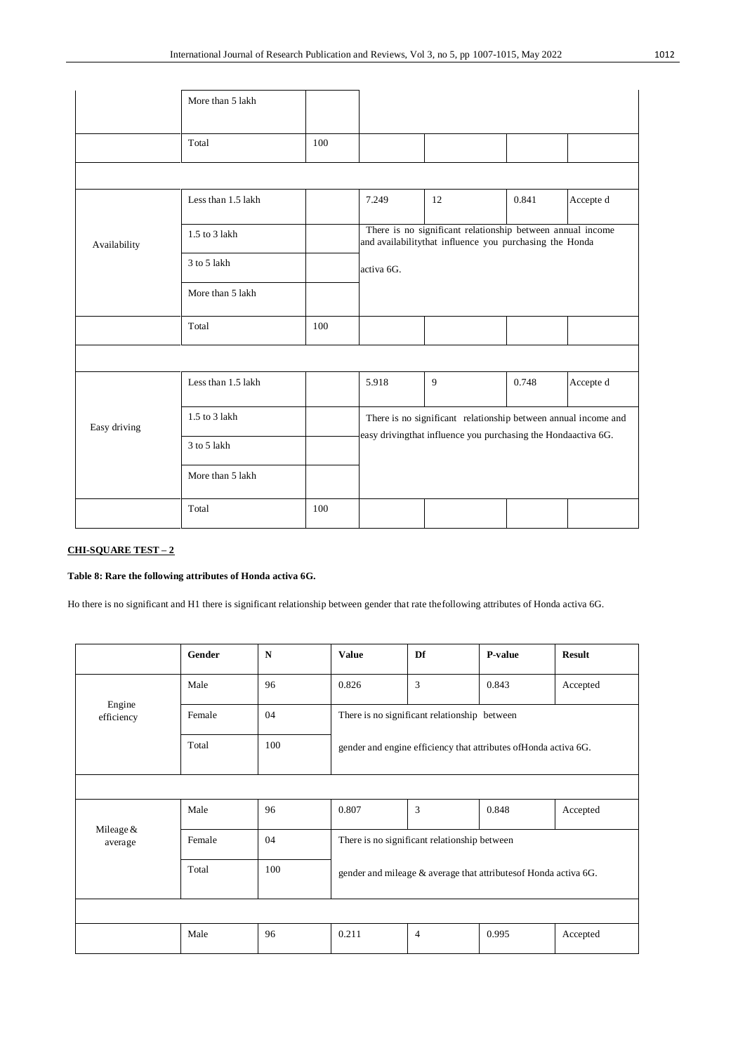|  |  |  |  |  |  |  |
| --- | --- | --- | --- | --- | --- | --- |
|  | More than 5 lakh |  |  |  |  |  |
|  | Total | 100 |  |  |  |  |
|  |  |  |  |  |  |  |
| Availability | Less than 1.5 lakh |  | 7.249 | 12 | 0.841 | Accepte d |
|  | 1.5 to 3 lakh |  | There is no significant relationship between annual income and availabilitythat influence you purchasing the Honda activa 6G. |  |  |  |
|  | 3 to 5 lakh |  |  |  |  |  |
|  | More than 5 lakh |  |  |  |  |  |
|  | Total | 100 |  |  |  |  |
|  |  |  |  |  |  |  |
| Easy driving | Less than 1.5 lakh |  | 5.918 | 9 | 0.748 | Accepte d |
|  | 1.5 to 3 lakh |  | There is no significant relationship between annual income and easy drivingthat influence you purchasing the Hondaactiva 6G. |  |  |  |
|  | 3 to 5 lakh |  |  |  |  |  |
|  | More than 5 lakh |  |  |  |  |  |
|  | Total | 100 |  |  |  |  |

**CHI-SQUARE TEST – 2**

**Table 8: Rare the following attributes of Honda activa 6G.**

Ho there is no significant and H1 there is significant relationship between gender that rate thefollowing attributes of Honda activa 6G.

|  | Gender | N | Value | Df | P-value | Result |
| --- | --- | --- | --- | --- | --- | --- |
| Engine efficiency | Male | 96 | 0.826 | 3 | 0.843 | Accepted |
|  | Female | 04 | There is no significant relationship between gender and engine efficiency that attributes ofHonda activa 6G. |  |  |  |
|  | Total | 100 |  |  |  |  |
|  |  |  |  |  |  |  |
| Mileage & average | Male | 96 | 0.807 | 3 | 0.848 | Accepted |
|  | Female | 04 | There is no significant relationship between gender and mileage & average that attributesof Honda activa 6G. |  |  |  |
|  | Total | 100 |  |  |  |  |
|  |  |  |  |  |  |  |
|  | Male | 96 | 0.211 | 4 | 0.995 | Accepted |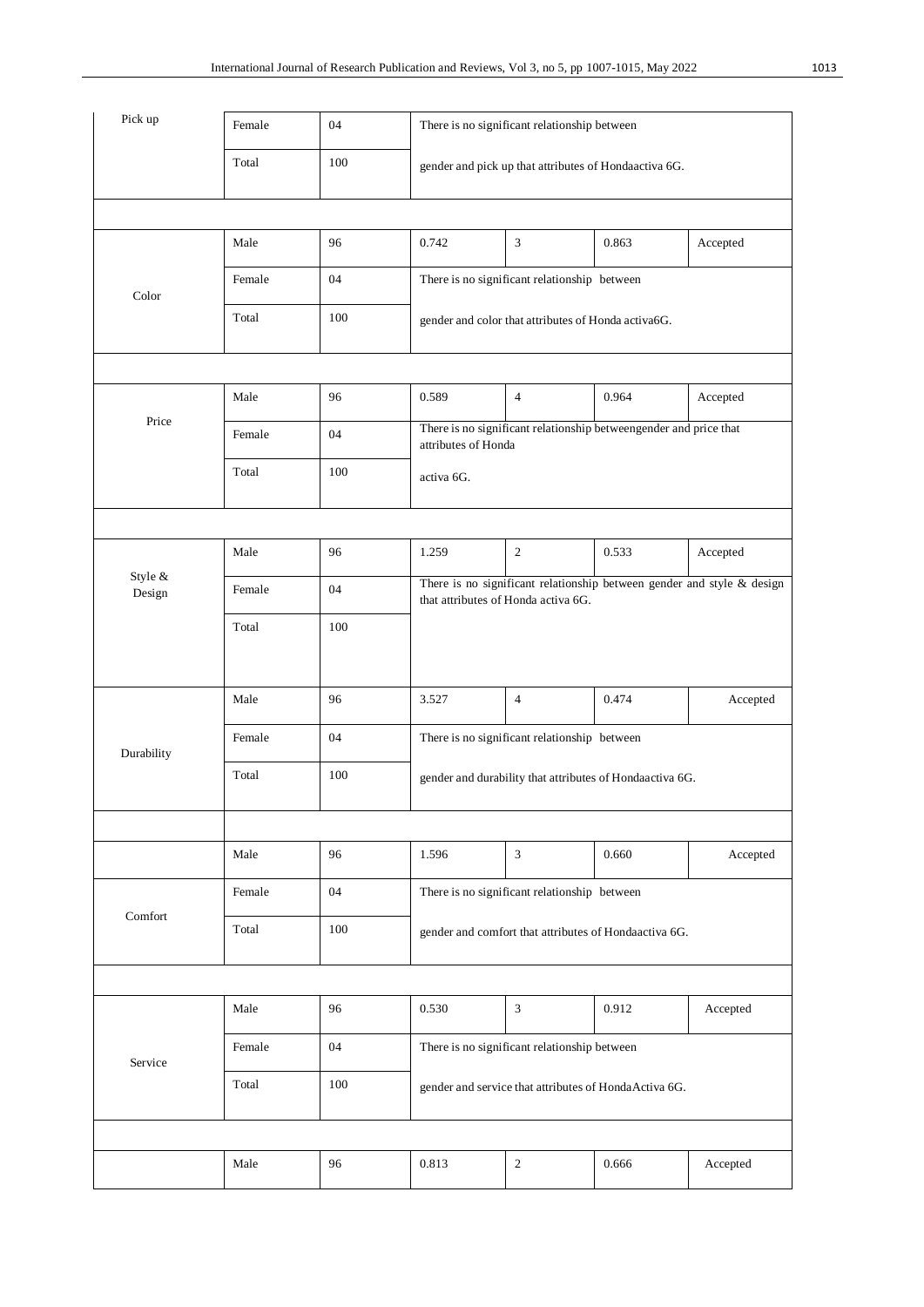| | | | | | | |
|---|---|---|---|---|---|---|
| Pick up | Female | 04 | There is no significant relationship between gender and pick up that attributes of Hondaactiva 6G. | | | |
| | Total | 100 | | | | |
| | | | | | | |
| Color | Male | 96 | 0.742 | 3 | 0.863 | Accepted |
| | Female | 04 | There is no significant relationship between gender and color that attributes of Honda activa6G. | | | |
| | Total | 100 | | | | |
| | | | | | | |
| Price | Male | 96 | 0.589 | 4 | 0.964 | Accepted |
| | Female | 04 | There is no significant relationship betweengender and price that attributes of Honda activa 6G. | | | |
| | Total | 100 | | | | |
| | | | | | | |
| Style & Design | Male | 96 | 1.259 | 2 | 0.533 | Accepted |
| | Female | 04 | There is no significant relationship between gender and style & design that attributes of Honda activa 6G. | | | |
| | Total | 100 | | | | |
| Durability | Male | 96 | 3.527 | 4 | 0.474 | Accepted |
| | Female | 04 | There is no significant relationship between gender and durability that attributes of Hondaactiva 6G. | | | |
| | Total | 100 | | | | |
| | | | | | | |
| Comfort | Male | 96 | 1.596 | 3 | 0.660 | Accepted |
| | Female | 04 | There is no significant relationship between gender and comfort that attributes of Hondaactiva 6G. | | | |
| | Total | 100 | | | | |
| | | | | | | |
| Service | Male | 96 | 0.530 | 3 | 0.912 | Accepted |
| | Female | 04 | There is no significant relationship between gender and service that attributes of HondaActiva 6G. | | | |
| | Total | 100 | | | | |
| | | | | | | |
| | Male | 96 | 0.813 | 2 | 0.666 | Accepted |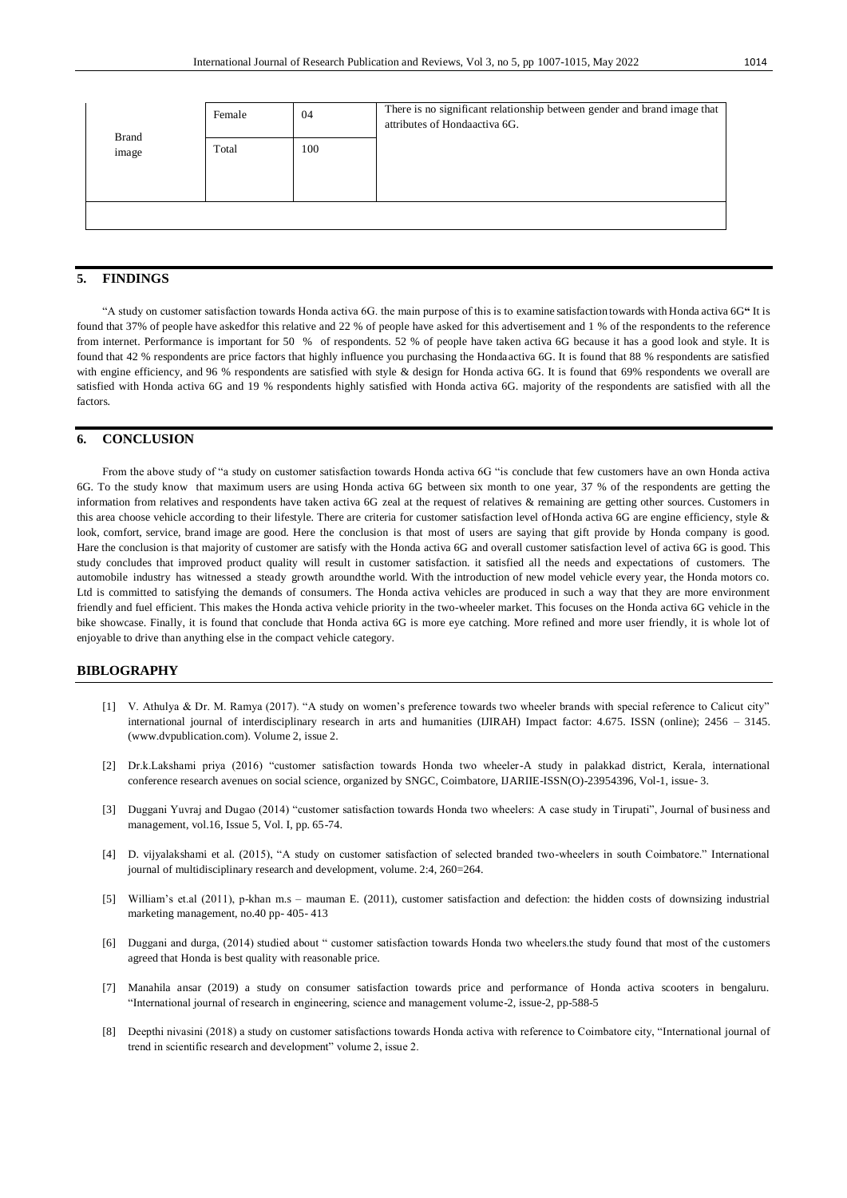| | | | |
|---|---|---|---|
| Brand image | Female | 04 | There is no significant relationship between gender and brand image that attributes of Hondaactiva 6G. |
| | Total | 100 | |
| | | | |

## 5. FINDINGS

"A study on customer satisfaction towards Honda activa 6G. the main purpose of this is to examine satisfaction towards with Honda activa 6G" It is found that 37% of people have askedfor this relative and 22 % of people have asked for this advertisement and 1 % of the respondents to the reference from internet. Performance is important for 50 % of respondents. 52 % of people have taken activa 6G because it has a good look and style. It is found that 42 % respondents are price factors that highly influence you purchasing the Hondaactiva 6G. It is found that 88 % respondents are satisfied with engine efficiency, and 96 % respondents are satisfied with style & design for Honda activa 6G. It is found that 69% respondents we overall are satisfied with Honda activa 6G and 19 % respondents highly satisfied with Honda activa 6G. majority of the respondents are satisfied with all the factors.

## 6. CONCLUSION

From the above study of "a study on customer satisfaction towards Honda activa 6G "is conclude that few customers have an own Honda activa 6G. To the study know that maximum users are using Honda activa 6G between six month to one year, 37 % of the respondents are getting the information from relatives and respondents have taken activa 6G zeal at the request of relatives & remaining are getting other sources. Customers in this area choose vehicle according to their lifestyle. There are criteria for customer satisfaction level ofHonda activa 6G are engine efficiency, style & look, comfort, service, brand image are good. Here the conclusion is that most of users are saying that gift provide by Honda company is good. Hare the conclusion is that majority of customer are satisfy with the Honda activa 6G and overall customer satisfaction level of activa 6G is good. This study concludes that improved product quality will result in customer satisfaction. it satisfied all the needs and expectations of customers. The automobile industry has witnessed a steady growth aroundthe world. With the introduction of new model vehicle every year, the Honda motors co. Ltd is committed to satisfying the demands of consumers. The Honda activa vehicles are produced in such a way that they are more environment friendly and fuel efficient. This makes the Honda activa vehicle priority in the two-wheeler market. This focuses on the Honda activa 6G vehicle in the bike showcase. Finally, it is found that conclude that Honda activa 6G is more eye catching. More refined and more user friendly, it is whole lot of enjoyable to drive than anything else in the compact vehicle category.

## BIBLOGRAPHY

[1] V. Athulya & Dr. M. Ramya (2017). "A study on women's preference towards two wheeler brands with special reference to Calicut city" international journal of interdisciplinary research in arts and humanities (IJIRAH) Impact factor: 4.675. ISSN (online); 2456 – 3145. (www.dvpublication.com). Volume 2, issue 2.

[2] Dr.k.Lakshami priya (2016) "customer satisfaction towards Honda two wheeler-A study in palakkad district, Kerala, international conference research avenues on social science, organized by SNGC, Coimbatore, IJARIIE-ISSN(O)-23954396, Vol-1, issue- 3.

[3] Duggani Yuvraj and Dugao (2014) "customer satisfaction towards Honda two wheelers: A case study in Tirupati", Journal of business and management, vol.16, Issue 5, Vol. I, pp. 65-74.

[4] D. vijyalakshami et al. (2015), "A study on customer satisfaction of selected branded two-wheelers in south Coimbatore." International journal of multidisciplinary research and development, volume. 2:4, 260=264.

[5] William's et.al (2011), p-khan m.s – mauman E. (2011), customer satisfaction and defection: the hidden costs of downsizing industrial marketing management, no.40 pp- 405- 413

[6] Duggani and durga, (2014) studied about " customer satisfaction towards Honda two wheelers.the study found that most of the customers agreed that Honda is best quality with reasonable price.

[7] Manahila ansar (2019) a study on consumer satisfaction towards price and performance of Honda activa scooters in bengaluru. "International journal of research in engineering, science and management volume-2, issue-2, pp-588-5

[8] Deepthi nivasini (2018) a study on customer satisfactions towards Honda activa with reference to Coimbatore city, "International journal of trend in scientific research and development" volume 2, issue 2.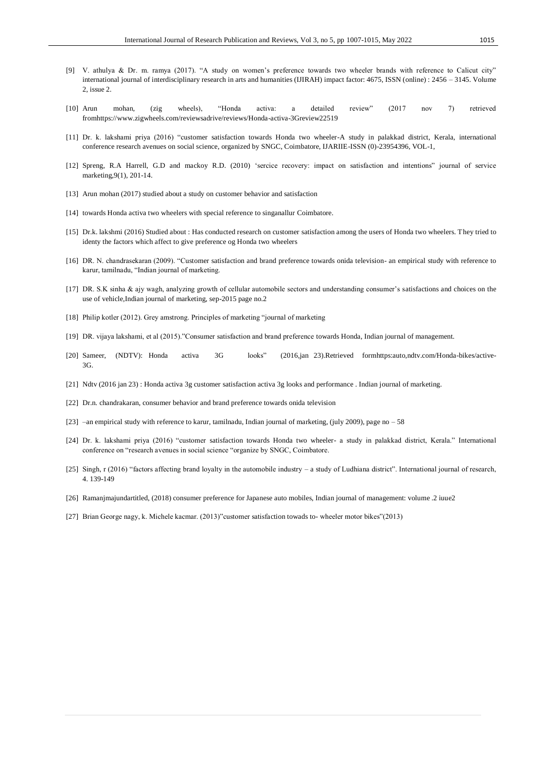[9] V. athulya & Dr. m. ramya (2017). "A study on women's preference towards two wheeler brands with reference to Calicut city" international journal of interdisciplinary research in arts and humanities (IJIRAH) impact factor: 4675, ISSN (online) : 2456 – 3145. Volume 2, issue 2.

[10] Arun mohan, (zig wheels), "Honda activa: a detailed review" (2017 nov 7) retrieved fromhttps://www.zigwheels.com/reviewsadrive/reviews/Honda-activa-3Greview22519

[11] Dr. k. lakshami priya (2016) "customer satisfaction towards Honda two wheeler-A study in palakkad district, Kerala, international conference research avenues on social science, organized by SNGC, Coimbatore, IJARIIE-ISSN (0)-23954396, VOL-1,

[12] Spreng, R.A Harrell, G.D and mackoy R.D. (2010) 'sercice recovery: impact on satisfaction and intentions" journal of service marketing,9(1), 201-14.

[13] Arun mohan (2017) studied about a study on customer behavior and satisfaction

[14] towards Honda activa two wheelers with special reference to singanallur Coimbatore.

[15] Dr.k. lakshmi (2016) Studied about : Has conducted research on customer satisfaction among the users of Honda two wheelers. They tried to identy the factors which affect to give preference og Honda two wheelers

[16] DR. N. chandrasekaran (2009). "Customer satisfaction and brand preference towards onida television- an empirical study with reference to karur, tamilnadu, "Indian journal of marketing.

[17] DR. S.K sinha & ajy wagh, analyzing growth of cellular automobile sectors and understanding consumer's satisfactions and choices on the use of vehicle,Indian journal of marketing, sep-2015 page no.2

[18] Philip kotler (2012). Grey amstrong. Principles of marketing "journal of marketing

[19] DR. vijaya lakshami, et al (2015)."Consumer satisfaction and brand preference towards Honda, Indian journal of management.

[20] Sameer, (NDTV): Honda activa 3G looks" (2016,jan 23).Retrieved formhttps:auto,ndtv.com/Honda-bikes/active-3G.

[21] Ndtv (2016 jan 23) : Honda activa 3g customer satisfaction activa 3g looks and performance . Indian journal of marketing.

[22] Dr.n. chandrakaran, consumer behavior and brand preference towards onida television

[23] –an empirical study with reference to karur, tamilnadu, Indian journal of marketing, (july 2009), page no – 58

[24] Dr. k. lakshami priya (2016) "customer satisfaction towards Honda two wheeler- a study in palakkad district, Kerala." International conference on "research avenues in social science "organize by SNGC, Coimbatore.

[25] Singh, r (2016) "factors affecting brand loyalty in the automobile industry – a study of Ludhiana district". International journal of research, 4. 139-149

[26] Ramanjmajundartitled, (2018) consumer preference for Japanese auto mobiles, Indian journal of management: volume .2 iuue2

[27] Brian George nagy, k. Michele kacmar. (2013)"customer satisfaction towads to- wheeler motor bikes"(2013)